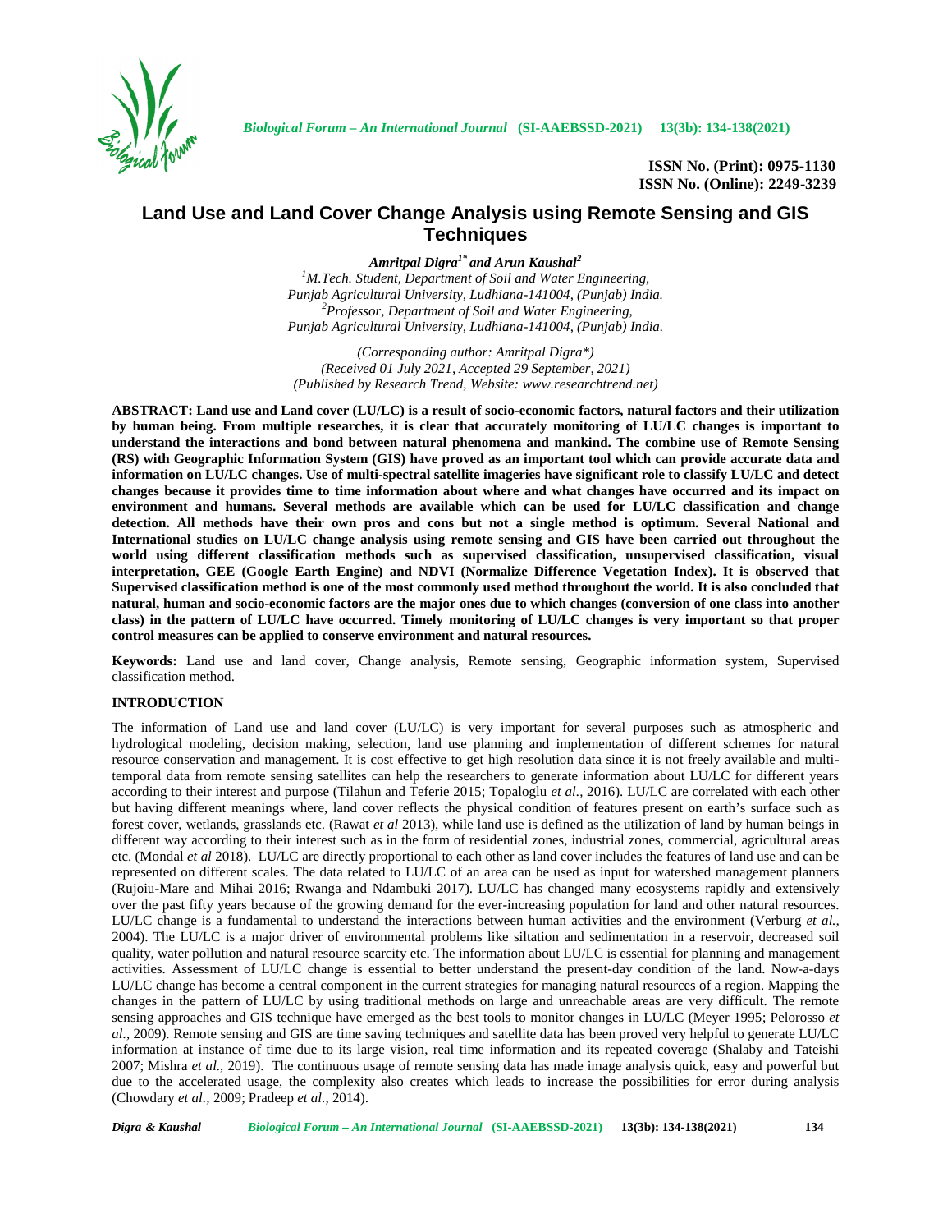ISSN No. (Print): 0975-1130
ISSN No. (Online): 2249-3239

# Land Use and Land Cover Change Analysis using Remote Sensing and GIS Techniques

***Amritpal Digra[1*] and Arun Kaushal[2]***

*[1]M.Tech. Student, Department of Soil and Water Engineering, Punjab Agricultural University, Ludhiana-141004, (Punjab) India.*
*[2]Professor, Department of Soil and Water Engineering, Punjab Agricultural University, Ludhiana-141004, (Punjab) India.*

*(Corresponding author: Amritpal Digra\*)*
*(Received 01 July 2021, Accepted 29 September, 2021)*
*(Published by Research Trend, Website: www.researchtrend.net)*

**ABSTRACT: Land use and Land cover (LU/LC) is a result of socio-economic factors, natural factors and their utilization by human being. From multiple researches, it is clear that accurately monitoring of LU/LC changes is important to understand the interactions and bond between natural phenomena and mankind. The combine use of Remote Sensing (RS) with Geographic Information System (GIS) have proved as an important tool which can provide accurate data and information on LU/LC changes. Use of multi-spectral satellite imageries have significant role to classify LU/LC and detect changes because it provides time to time information about where and what changes have occurred and its impact on environment and humans. Several methods are available which can be used for LU/LC classification and change detection. All methods have their own pros and cons but not a single method is optimum. Several National and International studies on LU/LC change analysis using remote sensing and GIS have been carried out throughout the world using different classification methods such as supervised classification, unsupervised classification, visual interpretation, GEE (Google Earth Engine) and NDVI (Normalize Difference Vegetation Index). It is observed that Supervised classification method is one of the most commonly used method throughout the world. It is also concluded that natural, human and socio-economic factors are the major ones due to which changes (conversion of one class into another class) in the pattern of LU/LC have occurred. Timely monitoring of LU/LC changes is very important so that proper control measures can be applied to conserve environment and natural resources.**

**Keywords:** Land use and land cover, Change analysis, Remote sensing, Geographic information system, Supervised classification method.

## INTRODUCTION

The information of Land use and land cover (LU/LC) is very important for several purposes such as atmospheric and hydrological modeling, decision making, selection, land use planning and implementation of different schemes for natural resource conservation and management. It is cost effective to get high resolution data since it is not freely available and multi-temporal data from remote sensing satellites can help the researchers to generate information about LU/LC for different years according to their interest and purpose (Tilahun and Teferie 2015; Topaloglu *et al.*, 2016). LU/LC are correlated with each other but having different meanings where, land cover reflects the physical condition of features present on earth's surface such as forest cover, wetlands, grasslands etc. (Rawat *et al* 2013), while land use is defined as the utilization of land by human beings in different way according to their interest such as in the form of residential zones, industrial zones, commercial, agricultural areas etc. (Mondal *et al* 2018). LU/LC are directly proportional to each other as land cover includes the features of land use and can be represented on different scales. The data related to LU/LC of an area can be used as input for watershed management planners (Rujoiu-Mare and Mihai 2016; Rwanga and Ndambuki 2017). LU/LC has changed many ecosystems rapidly and extensively over the past fifty years because of the growing demand for the ever-increasing population for land and other natural resources. LU/LC change is a fundamental to understand the interactions between human activities and the environment (Verburg *et al.,* 2004). The LU/LC is a major driver of environmental problems like siltation and sedimentation in a reservoir, decreased soil quality, water pollution and natural resource scarcity etc. The information about LU/LC is essential for planning and management activities. Assessment of LU/LC change is essential to better understand the present-day condition of the land. Now-a-days LU/LC change has become a central component in the current strategies for managing natural resources of a region. Mapping the changes in the pattern of LU/LC by using traditional methods on large and unreachable areas are very difficult. The remote sensing approaches and GIS technique have emerged as the best tools to monitor changes in LU/LC (Meyer 1995; Pelorosso *et al.,* 2009). Remote sensing and GIS are time saving techniques and satellite data has been proved very helpful to generate LU/LC information at instance of time due to its large vision, real time information and its repeated coverage (Shalaby and Tateishi 2007; Mishra *et al.,* 2019). The continuous usage of remote sensing data has made image analysis quick, easy and powerful but due to the accelerated usage, the complexity also creates which leads to increase the possibilities for error during analysis (Chowdary *et al.,* 2009; Pradeep *et al.,* 2014).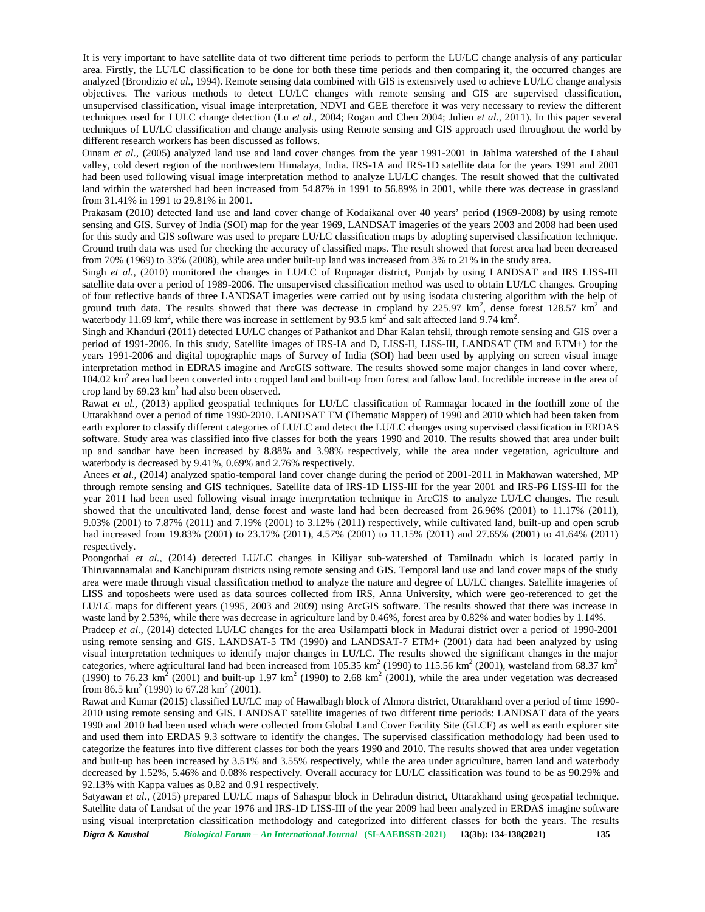It is very important to have satellite data of two different time periods to perform the LU/LC change analysis of any particular area. Firstly, the LU/LC classification to be done for both these time periods and then comparing it, the occurred changes are analyzed (Brondizio *et al.,* 1994). Remote sensing data combined with GIS is extensively used to achieve LU/LC change analysis objectives. The various methods to detect LU/LC changes with remote sensing and GIS are supervised classification, unsupervised classification, visual image interpretation, NDVI and GEE therefore it was very necessary to review the different techniques used for LULC change detection (Lu *et al.,* 2004; Rogan and Chen 2004; Julien *et al.,* 2011). In this paper several techniques of LU/LC classification and change analysis using Remote sensing and GIS approach used throughout the world by different research workers has been discussed as follows.

Oinam *et al*., (2005) analyzed land use and land cover changes from the year 1991-2001 in Jahlma watershed of the Lahaul valley, cold desert region of the northwestern Himalaya, India. IRS-1A and IRS-1D satellite data for the years 1991 and 2001 had been used following visual image interpretation method to analyze LU/LC changes. The result showed that the cultivated land within the watershed had been increased from 54.87% in 1991 to 56.89% in 2001, while there was decrease in grassland from 31.41% in 1991 to 29.81% in 2001.

Prakasam (2010) detected land use and land cover change of Kodaikanal over 40 years' period (1969-2008) by using remote sensing and GIS. Survey of India (SOI) map for the year 1969, LANDSAT imageries of the years 2003 and 2008 had been used for this study and GIS software was used to prepare LU/LC classification maps by adopting supervised classification technique. Ground truth data was used for checking the accuracy of classified maps. The result showed that forest area had been decreased from 70% (1969) to 33% (2008), while area under built-up land was increased from 3% to 21% in the study area.

Singh *et al.,* (2010) monitored the changes in LU/LC of Rupnagar district, Punjab by using LANDSAT and IRS LISS-III satellite data over a period of 1989-2006. The unsupervised classification method was used to obtain LU/LC changes. Grouping of four reflective bands of three LANDSAT imageries were carried out by using isodata clustering algorithm with the help of ground truth data. The results showed that there was decrease in cropland by 225.97 km$^2$, dense forest 128.57 km$^2$ and waterbody 11.69 km$^2$, while there was increase in settlement by 93.5 km$^2$ and salt affected land 9.74 km$^2$.

Singh and Khanduri (2011) detected LU/LC changes of Pathankot and Dhar Kalan tehsil, through remote sensing and GIS over a period of 1991-2006. In this study, Satellite images of IRS-IA and D, LISS-II, LISS-III, LANDSAT (TM and ETM+) for the years 1991-2006 and digital topographic maps of Survey of India (SOI) had been used by applying on screen visual image interpretation method in EDRAS imagine and ArcGIS software. The results showed some major changes in land cover where, 104.02 km$^2$ area had been converted into cropped land and built-up from forest and fallow land. Incredible increase in the area of crop land by 69.23 km$^2$ had also been observed.

Rawat *et al.,* (2013) applied geospatial techniques for LU/LC classification of Ramnagar located in the foothill zone of the Uttarakhand over a period of time 1990-2010. LANDSAT TM (Thematic Mapper) of 1990 and 2010 which had been taken from earth explorer to classify different categories of LU/LC and detect the LU/LC changes using supervised classification in ERDAS software. Study area was classified into five classes for both the years 1990 and 2010. The results showed that area under built up and sandbar have been increased by 8.88% and 3.98% respectively, while the area under vegetation, agriculture and waterbody is decreased by 9.41%, 0.69% and 2.76% respectively.

Anees *et al.,* (2014) analyzed spatio-temporal land cover change during the period of 2001-2011 in Makhawan watershed, MP through remote sensing and GIS techniques. Satellite data of IRS-1D LISS-III for the year 2001 and IRS-P6 LISS-III for the year 2011 had been used following visual image interpretation technique in ArcGIS to analyze LU/LC changes. The result showed that the uncultivated land, dense forest and waste land had been decreased from 26.96% (2001) to 11.17% (2011), 9.03% (2001) to 7.87% (2011) and 7.19% (2001) to 3.12% (2011) respectively, while cultivated land, built-up and open scrub had increased from 19.83% (2001) to 23.17% (2011), 4.57% (2001) to 11.15% (2011) and 27.65% (2001) to 41.64% (2011) respectively.

Poongothai *et al.,* (2014) detected LU/LC changes in Kiliyar sub-watershed of Tamilnadu which is located partly in Thiruvannamalai and Kanchipuram districts using remote sensing and GIS. Temporal land use and land cover maps of the study area were made through visual classification method to analyze the nature and degree of LU/LC changes. Satellite imageries of LISS and toposheets were used as data sources collected from IRS, Anna University, which were geo-referenced to get the LU/LC maps for different years (1995, 2003 and 2009) using ArcGIS software. The results showed that there was increase in waste land by 2.53%, while there was decrease in agriculture land by 0.46%, forest area by 0.82% and water bodies by 1.14%.

Pradeep *et al.,* (2014) detected LU/LC changes for the area Usilampatti block in Madurai district over a period of 1990-2001 using remote sensing and GIS. LANDSAT-5 TM (1990) and LANDSAT-7 ETM+ (2001) data had been analyzed by using visual interpretation techniques to identify major changes in LU/LC. The results showed the significant changes in the major categories, where agricultural land had been increased from 105.35 km$^2$ (1990) to 115.56 km$^2$ (2001), wasteland from 68.37 km$^2$ (1990) to 76.23 km$^2$ (2001) and built-up 1.97 km$^2$ (1990) to 2.68 km$^2$ (2001), while the area under vegetation was decreased from 86.5 km$^2$ (1990) to 67.28 km$^2$ (2001).

Rawat and Kumar (2015) classified LU/LC map of Hawalbagh block of Almora district, Uttarakhand over a period of time 1990-2010 using remote sensing and GIS. LANDSAT satellite imageries of two different time periods: LANDSAT data of the years 1990 and 2010 had been used which were collected from Global Land Cover Facility Site (GLCF) as well as earth explorer site and used them into ERDAS 9.3 software to identify the changes. The supervised classification methodology had been used to categorize the features into five different classes for both the years 1990 and 2010. The results showed that area under vegetation and built-up has been increased by 3.51% and 3.55% respectively, while the area under agriculture, barren land and waterbody decreased by 1.52%, 5.46% and 0.08% respectively. Overall accuracy for LU/LC classification was found to be as 90.29% and 92.13% with Kappa values as 0.82 and 0.91 respectively.

Satyawan *et al.,* (2015) prepared LU/LC maps of Sahaspur block in Dehradun district, Uttarakhand using geospatial technique. Satellite data of Landsat of the year 1976 and IRS-1D LISS-III of the year 2009 had been analyzed in ERDAS imagine software using visual interpretation classification methodology and categorized into different classes for both the years. The results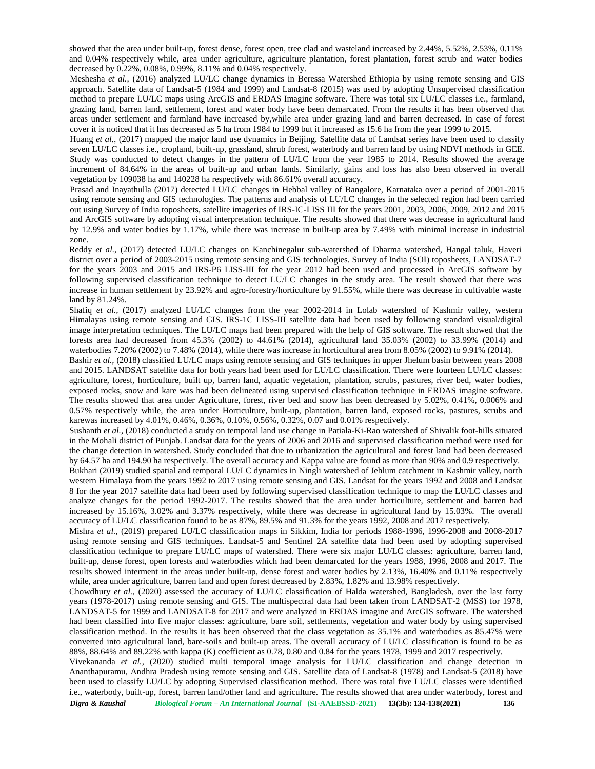showed that the area under built-up, forest dense, forest open, tree clad and wasteland increased by 2.44%, 5.52%, 2.53%, 0.11% and 0.04% respectively while, area under agriculture, agriculture plantation, forest plantation, forest scrub and water bodies decreased by 0.22%, 0.08%, 0.99%, 8.11% and 0.04% respectively.

Meshesha *et al.,* (2016) analyzed LU/LC change dynamics in Beressa Watershed Ethiopia by using remote sensing and GIS approach. Satellite data of Landsat-5 (1984 and 1999) and Landsat-8 (2015) was used by adopting Unsupervised classification method to prepare LU/LC maps using ArcGIS and ERDAS Imagine software. There was total six LU/LC classes i.e., farmland, grazing land, barren land, settlement, forest and water body have been demarcated. From the results it has been observed that areas under settlement and farmland have increased by,while area under grazing land and barren decreased. In case of forest cover it is noticed that it has decreased as 5 ha from 1984 to 1999 but it increased as 15.6 ha from the year 1999 to 2015.

Huang *et al.,* (2017) mapped the major land use dynamics in Beijing. Satellite data of Landsat series have been used to classify seven LU/LC classes i.e., cropland, built-up, grassland, shrub forest, waterbody and barren land by using NDVI methods in GEE. Study was conducted to detect changes in the pattern of LU/LC from the year 1985 to 2014. Results showed the average increment of 84.64% in the areas of built-up and urban lands. Similarly, gains and loss has also been observed in overall vegetation by 109038 ha and 140228 ha respectively with 86.61% overall accuracy.

Prasad and Inayathulla (2017) detected LU/LC changes in Hebbal valley of Bangalore, Karnataka over a period of 2001-2015 using remote sensing and GIS technologies. The patterns and analysis of LU/LC changes in the selected region had been carried out using Survey of India toposheets, satellite imageries of IRS-IC-LISS III for the years 2001, 2003, 2006, 2009, 2012 and 2015 and ArcGIS software by adopting visual interpretation technique. The results showed that there was decrease in agricultural land by 12.9% and water bodies by 1.17%, while there was increase in built-up area by 7.49% with minimal increase in industrial zone.

Reddy *et al.,* (2017) detected LU/LC changes on Kanchinegalur sub-watershed of Dharma watershed, Hangal taluk, Haveri district over a period of 2003-2015 using remote sensing and GIS technologies. Survey of India (SOI) toposheets, LANDSAT-7 for the years 2003 and 2015 and IRS-P6 LISS-III for the year 2012 had been used and processed in ArcGIS software by following supervised classification technique to detect LU/LC changes in the study area. The result showed that there was increase in human settlement by 23.92% and agro-forestry/horticulture by 91.55%, while there was decrease in cultivable waste land by 81.24%.

Shafiq *et al.,* (2017) analyzed LU/LC changes from the year 2002-2014 in Lolab watershed of Kashmir valley, western Himalayas using remote sensing and GIS. IRS-1C LISS-III satellite data had been used by following standard visual/digital image interpretation techniques. The LU/LC maps had been prepared with the help of GIS software. The result showed that the forests area had decreased from 45.3% (2002) to 44.61% (2014), agricultural land 35.03% (2002) to 33.99% (2014) and waterbodies 7.20% (2002) to 7.48% (2014), while there was increase in horticultural area from 8.05% (2002) to 9.91% (2014).

Bashir *et al.,* (2018) classified LU/LC maps using remote sensing and GIS techniques in upper Jhelum basin between years 2008 and 2015. LANDSAT satellite data for both years had been used for LU/LC classification. There were fourteen LU/LC classes: agriculture, forest, horticulture, built up, barren land, aquatic vegetation, plantation, scrubs, pastures, river bed, water bodies, exposed rocks, snow and kare was had been delineated using supervised classification technique in ERDAS imagine software. The results showed that area under Agriculture, forest, river bed and snow has been decreased by 5.02%, 0.41%, 0.006% and 0.57% respectively while, the area under Horticulture, built-up, plantation, barren land, exposed rocks, pastures, scrubs and karewas increased by 4.01%, 0.46%, 0.36%, 0.10%, 0.56%, 0.32%, 0.07 and 0.01% respectively.

Sushanth *et al.,* (2018) conducted a study on temporal land use change in Patiala-Ki-Rao watershed of Shivalik foot-hills situated in the Mohali district of Punjab. Landsat data for the years of 2006 and 2016 and supervised classification method were used for the change detection in watershed. Study concluded that due to urbanization the agricultural and forest land had been decreased by 64.57 ha and 194.90 ha respectively. The overall accuracy and Kappa value are found as more than 90% and 0.9 respectively.

Bukhari (2019) studied spatial and temporal LU/LC dynamics in Ningli watershed of Jehlum catchment in Kashmir valley, north western Himalaya from the years 1992 to 2017 using remote sensing and GIS. Landsat for the years 1992 and 2008 and Landsat 8 for the year 2017 satellite data had been used by following supervised classification technique to map the LU/LC classes and analyze changes for the period 1992-2017. The results showed that the area under horticulture, settlement and barren had increased by 15.16%, 3.02% and 3.37% respectively, while there was decrease in agricultural land by 15.03%. The overall accuracy of LU/LC classification found to be as 87%, 89.5% and 91.3% for the years 1992, 2008 and 2017 respectively.

Mishra *et al.,* (2019) prepared LU/LC classification maps in Sikkim, India for periods 1988-1996, 1996-2008 and 2008-2017 using remote sensing and GIS techniques. Landsat-5 and Sentinel 2A satellite data had been used by adopting supervised classification technique to prepare LU/LC maps of watershed. There were six major LU/LC classes: agriculture, barren land, built-up, dense forest, open forests and waterbodies which had been demarcated for the years 1988, 1996, 2008 and 2017. The results showed interment in the areas under built-up, dense forest and water bodies by 2.13%, 16.40% and 0.11% respectively while, area under agriculture, barren land and open forest decreased by 2.83%, 1.82% and 13.98% respectively.

Chowdhury *et al.,* (2020) assessed the accuracy of LU/LC classification of Halda watershed, Bangladesh, over the last forty years (1978-2017) using remote sensing and GIS. The multispectral data had been taken from LANDSAT-2 (MSS) for 1978, LANDSAT-5 for 1999 and LANDSAT-8 for 2017 and were analyzed in ERDAS imagine and ArcGIS software. The watershed had been classified into five major classes: agriculture, bare soil, settlements, vegetation and water body by using supervised classification method. In the results it has been observed that the class vegetation as 35.1% and waterbodies as 85.47% were converted into agricultural land, bare-soils and built-up areas. The overall accuracy of LU/LC classification is found to be as 88%, 88.64% and 89.22% with kappa (K) coefficient as 0.78, 0.80 and 0.84 for the years 1978, 1999 and 2017 respectively.

Vivekananda *et al.,* (2020) studied multi temporal image analysis for LU/LC classification and change detection in Ananthapuramu, Andhra Pradesh using remote sensing and GIS. Satellite data of Landsat-8 (1978) and Landsat-5 (2018) have been used to classify LU/LC by adopting Supervised classification method. There was total five LU/LC classes were identified i.e., waterbody, built-up, forest, barren land/other land and agriculture. The results showed that area under waterbody, forest and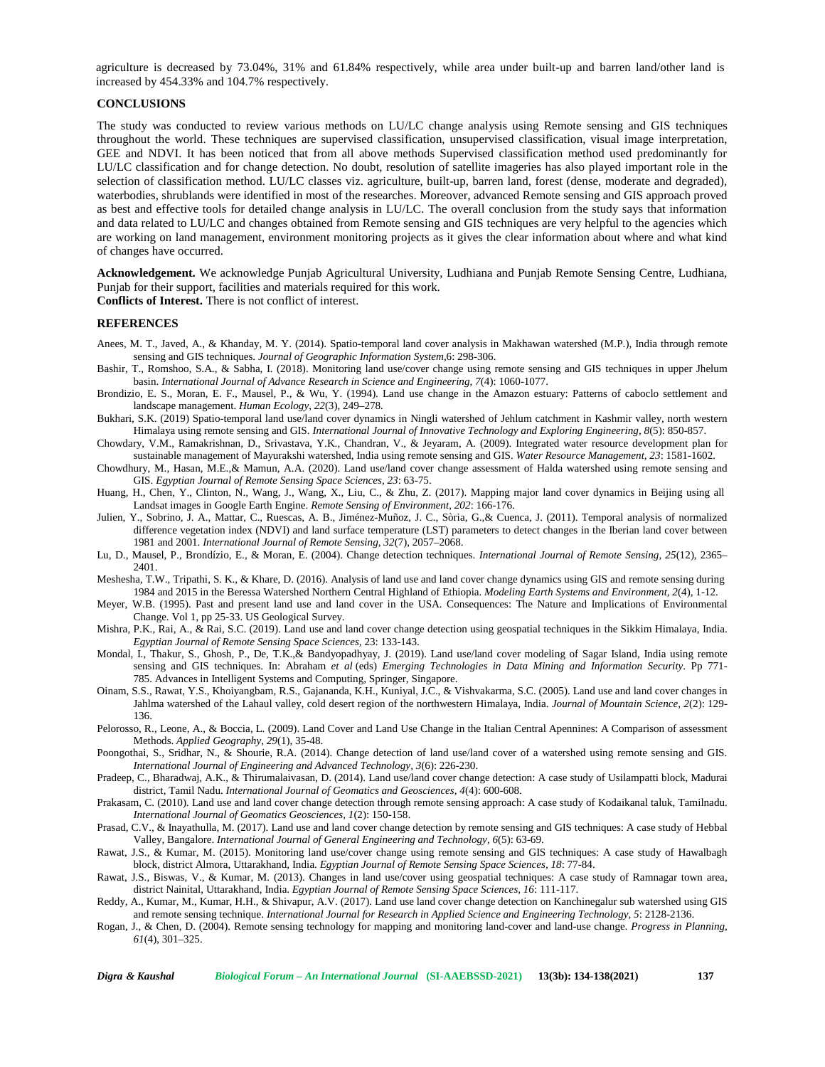agriculture is decreased by 73.04%, 31% and 61.84% respectively, while area under built-up and barren land/other land is increased by 454.33% and 104.7% respectively.

## CONCLUSIONS

The study was conducted to review various methods on LU/LC change analysis using Remote sensing and GIS techniques throughout the world. These techniques are supervised classification, unsupervised classification, visual image interpretation, GEE and NDVI. It has been noticed that from all above methods Supervised classification method used predominantly for LU/LC classification and for change detection. No doubt, resolution of satellite imageries has also played important role in the selection of classification method. LU/LC classes viz. agriculture, built-up, barren land, forest (dense, moderate and degraded), waterbodies, shrublands were identified in most of the researches. Moreover, advanced Remote sensing and GIS approach proved as best and effective tools for detailed change analysis in LU/LC. The overall conclusion from the study says that information and data related to LU/LC and changes obtained from Remote sensing and GIS techniques are very helpful to the agencies which are working on land management, environment monitoring projects as it gives the clear information about where and what kind of changes have occurred.

**Acknowledgement.** We acknowledge Punjab Agricultural University, Ludhiana and Punjab Remote Sensing Centre, Ludhiana, Punjab for their support, facilities and materials required for this work.

**Conflicts of Interest.** There is not conflict of interest.

## REFERENCES

Anees, M. T., Javed, A., & Khanday, M. Y. (2014). Spatio-temporal land cover analysis in Makhawan watershed (M.P.), India through remote sensing and GIS techniques. *Journal of Geographic Information System*,6: 298-306.

Bashir, T., Romshoo, S.A., & Sabha, I. (2018). Monitoring land use/cover change using remote sensing and GIS techniques in upper Jhelum basin. *International Journal of Advance Research in Science and Engineering, 7*(4): 1060-1077.

Brondizio, E. S., Moran, E. F., Mausel, P., & Wu, Y. (1994). Land use change in the Amazon estuary: Patterns of caboclo settlement and landscape management. *Human Ecology*, *22*(3), 249–278.

Bukhari, S.K. (2019) Spatio-temporal land use/land cover dynamics in Ningli watershed of Jehlum catchment in Kashmir valley, north western Himalaya using remote sensing and GIS. *International Journal of Innovative Technology and Exploring Engineering*, *8*(5): 850-857.

Chowdary, V.M., Ramakrishnan, D., Srivastava, Y.K., Chandran, V., & Jeyaram, A. (2009). Integrated water resource development plan for sustainable management of Mayurakshi watershed, India using remote sensing and GIS. *Water Resource Management, 23*: 1581-1602.

Chowdhury, M., Hasan, M.E.,& Mamun, A.A. (2020). Land use/land cover change assessment of Halda watershed using remote sensing and GIS. *Egyptian Journal of Remote Sensing Space Sciences, 23*: 63-75.

Huang, H., Chen, Y., Clinton, N., Wang, J., Wang, X., Liu, C., & Zhu, Z. (2017). Mapping major land cover dynamics in Beijing using all Landsat images in Google Earth Engine. *Remote Sensing of Environment*, *202*: 166-176.

Julien, Y., Sobrino, J. A., Mattar, C., Ruescas, A. B., Jiménez-Muñoz, J. C., Sòria, G.,& Cuenca, J. (2011). Temporal analysis of normalized difference vegetation index (NDVI) and land surface temperature (LST) parameters to detect changes in the Iberian land cover between 1981 and 2001. *International Journal of Remote Sensing*, *32*(7), 2057–2068.

Lu, D., Mausel, P., Brondízio, E., & Moran, E. (2004). Change detection techniques. *International Journal of Remote Sensing*, *25*(12), 2365–2401.

Meshesha, T.W., Tripathi, S. K., & Khare, D. (2016). Analysis of land use and land cover change dynamics using GIS and remote sensing during 1984 and 2015 in the Beressa Watershed Northern Central Highland of Ethiopia. *Modeling Earth Systems and Environment*, *2*(4), 1-12.

Meyer, W.B. (1995). Past and present land use and land cover in the USA. Consequences: The Nature and Implications of Environmental Change. Vol 1, pp 25-33. US Geological Survey.

Mishra, P.K., Rai, A., & Rai, S.C. (2019). Land use and land cover change detection using geospatial techniques in the Sikkim Himalaya, India. *Egyptian Journal of Remote Sensing Space Sciences*, 23: 133-143.

Mondal, I., Thakur, S., Ghosh, P., De, T.K.,& Bandyopadhyay, J. (2019). Land use/land cover modeling of Sagar Island, India using remote sensing and GIS techniques. In: Abraham *et al* (eds) *Emerging Technologies in Data Mining and Information Security*. Pp 771-785. Advances in Intelligent Systems and Computing, Springer, Singapore.

Oinam, S.S., Rawat, Y.S., Khoiyangbam, R.S., Gajananda, K.H., Kuniyal, J.C., & Vishvakarma, S.C. (2005). Land use and land cover changes in Jahlma watershed of the Lahaul valley, cold desert region of the northwestern Himalaya, India. *Journal of Mountain Science*, *2*(2): 129-136.

Pelorosso, R., Leone, A., & Boccia, L. (2009). Land Cover and Land Use Change in the Italian Central Apennines: A Comparison of assessment Methods. *Applied Geography*, *29*(1), 35-48.

Poongothai, S., Sridhar, N., & Shourie, R.A. (2014). Change detection of land use/land cover of a watershed using remote sensing and GIS. *International Journal of Engineering and Advanced Technology*, *3*(6): 226-230.

Pradeep, C., Bharadwaj, A.K., & Thirumalaivasan, D. (2014). Land use/land cover change detection: A case study of Usilampatti block, Madurai district, Tamil Nadu. *International Journal of Geomatics and Geosciences*, *4*(4): 600-608.

Prakasam, C. (2010). Land use and land cover change detection through remote sensing approach: A case study of Kodaikanal taluk, Tamilnadu. *International Journal of Geomatics Geosciences*, *1*(2): 150-158.

Prasad, C.V., & Inayathulla, M. (2017). Land use and land cover change detection by remote sensing and GIS techniques: A case study of Hebbal Valley, Bangalore. *International Journal of General Engineering and Technology*, *6*(5): 63-69.

Rawat, J.S., & Kumar, M. (2015). Monitoring land use/cover change using remote sensing and GIS techniques: A case study of Hawalbagh block, district Almora, Uttarakhand, India. *Egyptian Journal of Remote Sensing Space Sciences*, *18*: 77-84.

Rawat, J.S., Biswas, V., & Kumar, M. (2013). Changes in land use/cover using geospatial techniques: A case study of Ramnagar town area, district Nainital, Uttarakhand, India. *Egyptian Journal of Remote Sensing Space Sciences*, *16*: 111-117.

Reddy, A., Kumar, M., Kumar, H.H., & Shivapur, A.V. (2017). Land use land cover change detection on Kanchinegalur sub watershed using GIS and remote sensing technique. *International Journal for Research in Applied Science and Engineering Technology, 5*: 2128-2136.

Rogan, J., & Chen, D. (2004). Remote sensing technology for mapping and monitoring land-cover and land-use change. *Progress in Planning*, *61*(4), 301–325.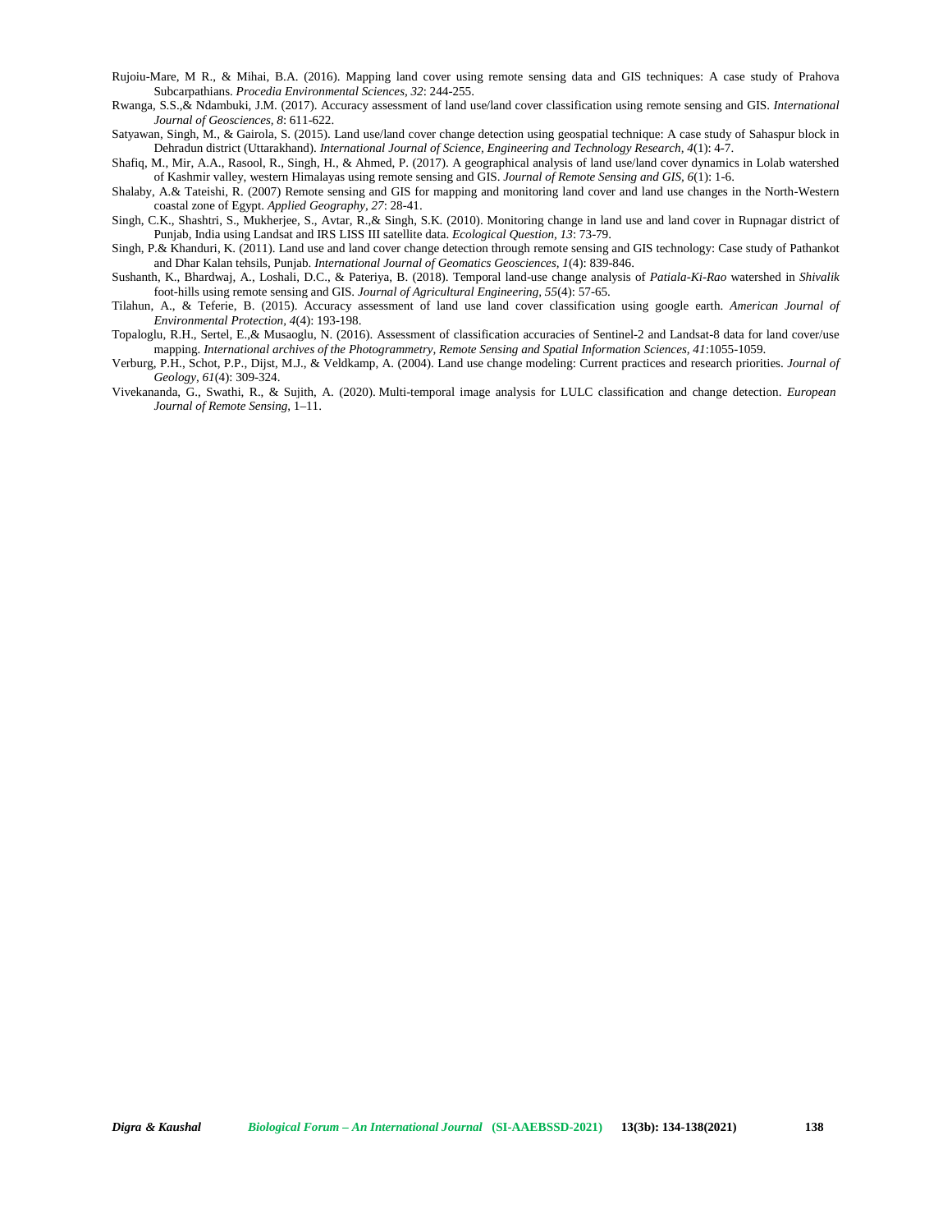Rujoiu-Mare, M R., & Mihai, B.A. (2016). Mapping land cover using remote sensing data and GIS techniques: A case study of Prahova Subcarpathians. *Procedia Environmental Sciences, 32*: 244-255.

Rwanga, S.S.,& Ndambuki, J.M. (2017). Accuracy assessment of land use/land cover classification using remote sensing and GIS. *International Journal of Geosciences, 8*: 611-622.

Satyawan, Singh, M., & Gairola, S. (2015). Land use/land cover change detection using geospatial technique: A case study of Sahaspur block in Dehradun district (Uttarakhand). *International Journal of Science, Engineering and Technology Research, 4*(1): 4-7.

Shafiq, M., Mir, A.A., Rasool, R., Singh, H., & Ahmed, P. (2017). A geographical analysis of land use/land cover dynamics in Lolab watershed of Kashmir valley, western Himalayas using remote sensing and GIS. *Journal of Remote Sensing and GIS, 6*(1): 1-6.

Shalaby, A.& Tateishi, R. (2007) Remote sensing and GIS for mapping and monitoring land cover and land use changes in the North-Western coastal zone of Egypt. *Applied Geography, 27*: 28-41.

Singh, C.K., Shashtri, S., Mukherjee, S., Avtar, R.,& Singh, S.K. (2010). Monitoring change in land use and land cover in Rupnagar district of Punjab, India using Landsat and IRS LISS III satellite data. *Ecological Question, 13*: 73-79.

Singh, P.& Khanduri, K. (2011). Land use and land cover change detection through remote sensing and GIS technology: Case study of Pathankot and Dhar Kalan tehsils, Punjab. *International Journal of Geomatics Geosciences, 1*(4): 839-846.

Sushanth, K., Bhardwaj, A., Loshali, D.C., & Pateriya, B. (2018). Temporal land-use change analysis of *Patiala-Ki-Rao* watershed in *Shivalik* foot-hills using remote sensing and GIS. *Journal of Agricultural Engineering, 55*(4): 57-65.

Tilahun, A., & Teferie, B. (2015). Accuracy assessment of land use land cover classification using google earth. *American Journal of Environmental Protection, 4*(4): 193-198.

Topaloglu, R.H., Sertel, E.,& Musaoglu, N. (2016). Assessment of classification accuracies of Sentinel-2 and Landsat-8 data for land cover/use mapping. *International archives of the Photogrammetry, Remote Sensing and Spatial Information Sciences, 41*:1055-1059.

Verburg, P.H., Schot, P.P., Dijst, M.J., & Veldkamp, A. (2004). Land use change modeling: Current practices and research priorities. *Journal of Geology, 61*(4): 309-324.

Vivekananda, G., Swathi, R., & Sujith, A. (2020). Multi-temporal image analysis for LULC classification and change detection. *European Journal of Remote Sensing*, 1–11.